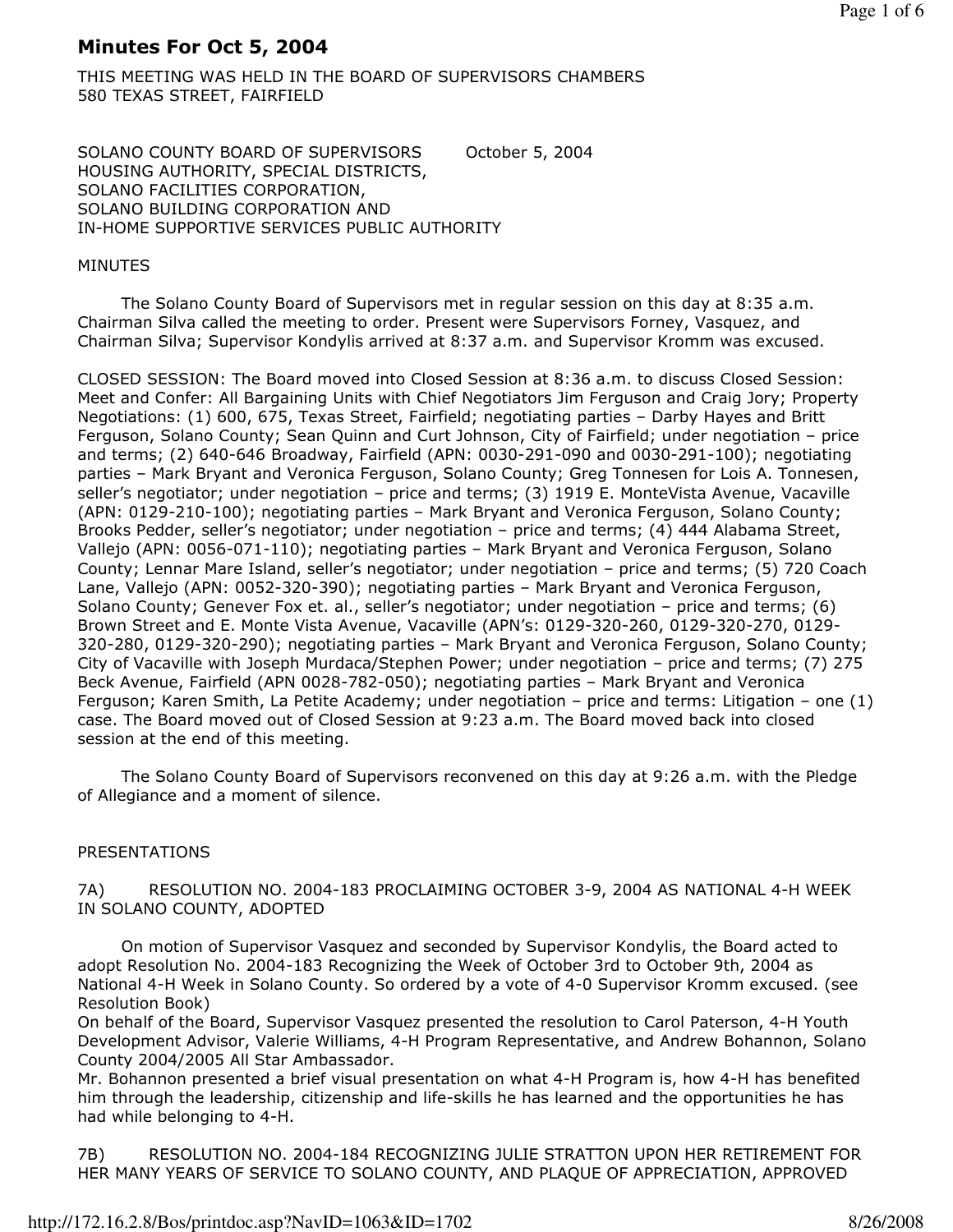# Minutes For Oct 5, 2004

THIS MEETING WAS HELD IN THE BOARD OF SUPERVISORS CHAMBERS
580 TEXAS STREET, FAIRFIELD

SOLANO COUNTY BOARD OF SUPERVISORS October 5, 2004
HOUSING AUTHORITY, SPECIAL DISTRICTS,
SOLANO FACILITIES CORPORATION,
SOLANO BUILDING CORPORATION AND
IN-HOME SUPPORTIVE SERVICES PUBLIC AUTHORITY

MINUTES

The Solano County Board of Supervisors met in regular session on this day at 8:35 a.m. Chairman Silva called the meeting to order. Present were Supervisors Forney, Vasquez, and Chairman Silva; Supervisor Kondylis arrived at 8:37 a.m. and Supervisor Kromm was excused.

CLOSED SESSION: The Board moved into Closed Session at 8:36 a.m. to discuss Closed Session: Meet and Confer: All Bargaining Units with Chief Negotiators Jim Ferguson and Craig Jory; Property Negotiations: (1) 600, 675, Texas Street, Fairfield; negotiating parties – Darby Hayes and Britt Ferguson, Solano County; Sean Quinn and Curt Johnson, City of Fairfield; under negotiation – price and terms; (2) 640-646 Broadway, Fairfield (APN: 0030-291-090 and 0030-291-100); negotiating parties – Mark Bryant and Veronica Ferguson, Solano County; Greg Tonnesen for Lois A. Tonnesen, seller's negotiator; under negotiation – price and terms; (3) 1919 E. MonteVista Avenue, Vacaville (APN: 0129-210-100); negotiating parties – Mark Bryant and Veronica Ferguson, Solano County; Brooks Pedder, seller's negotiator; under negotiation – price and terms; (4) 444 Alabama Street, Vallejo (APN: 0056-071-110); negotiating parties – Mark Bryant and Veronica Ferguson, Solano County; Lennar Mare Island, seller's negotiator; under negotiation – price and terms; (5) 720 Coach Lane, Vallejo (APN: 0052-320-390); negotiating parties – Mark Bryant and Veronica Ferguson, Solano County; Genever Fox et. al., seller's negotiator; under negotiation – price and terms; (6) Brown Street and E. Monte Vista Avenue, Vacaville (APN's: 0129-320-260, 0129-320-270, 0129-320-280, 0129-320-290); negotiating parties – Mark Bryant and Veronica Ferguson, Solano County; City of Vacaville with Joseph Murdaca/Stephen Power; under negotiation – price and terms; (7) 275 Beck Avenue, Fairfield (APN 0028-782-050); negotiating parties – Mark Bryant and Veronica Ferguson; Karen Smith, La Petite Academy; under negotiation – price and terms: Litigation – one (1) case. The Board moved out of Closed Session at 9:23 a.m. The Board moved back into closed session at the end of this meeting.

The Solano County Board of Supervisors reconvened on this day at 9:26 a.m. with the Pledge of Allegiance and a moment of silence.

PRESENTATIONS

7A) RESOLUTION NO. 2004-183 PROCLAIMING OCTOBER 3-9, 2004 AS NATIONAL 4-H WEEK IN SOLANO COUNTY, ADOPTED

On motion of Supervisor Vasquez and seconded by Supervisor Kondylis, the Board acted to adopt Resolution No. 2004-183 Recognizing the Week of October 3rd to October 9th, 2004 as National 4-H Week in Solano County. So ordered by a vote of 4-0 Supervisor Kromm excused. (see Resolution Book)
On behalf of the Board, Supervisor Vasquez presented the resolution to Carol Paterson, 4-H Youth Development Advisor, Valerie Williams, 4-H Program Representative, and Andrew Bohannon, Solano County 2004/2005 All Star Ambassador.
Mr. Bohannon presented a brief visual presentation on what 4-H Program is, how 4-H has benefited him through the leadership, citizenship and life-skills he has learned and the opportunities he has had while belonging to 4-H.

7B) RESOLUTION NO. 2004-184 RECOGNIZING JULIE STRATTON UPON HER RETIREMENT FOR HER MANY YEARS OF SERVICE TO SOLANO COUNTY, AND PLAQUE OF APPRECIATION, APPROVED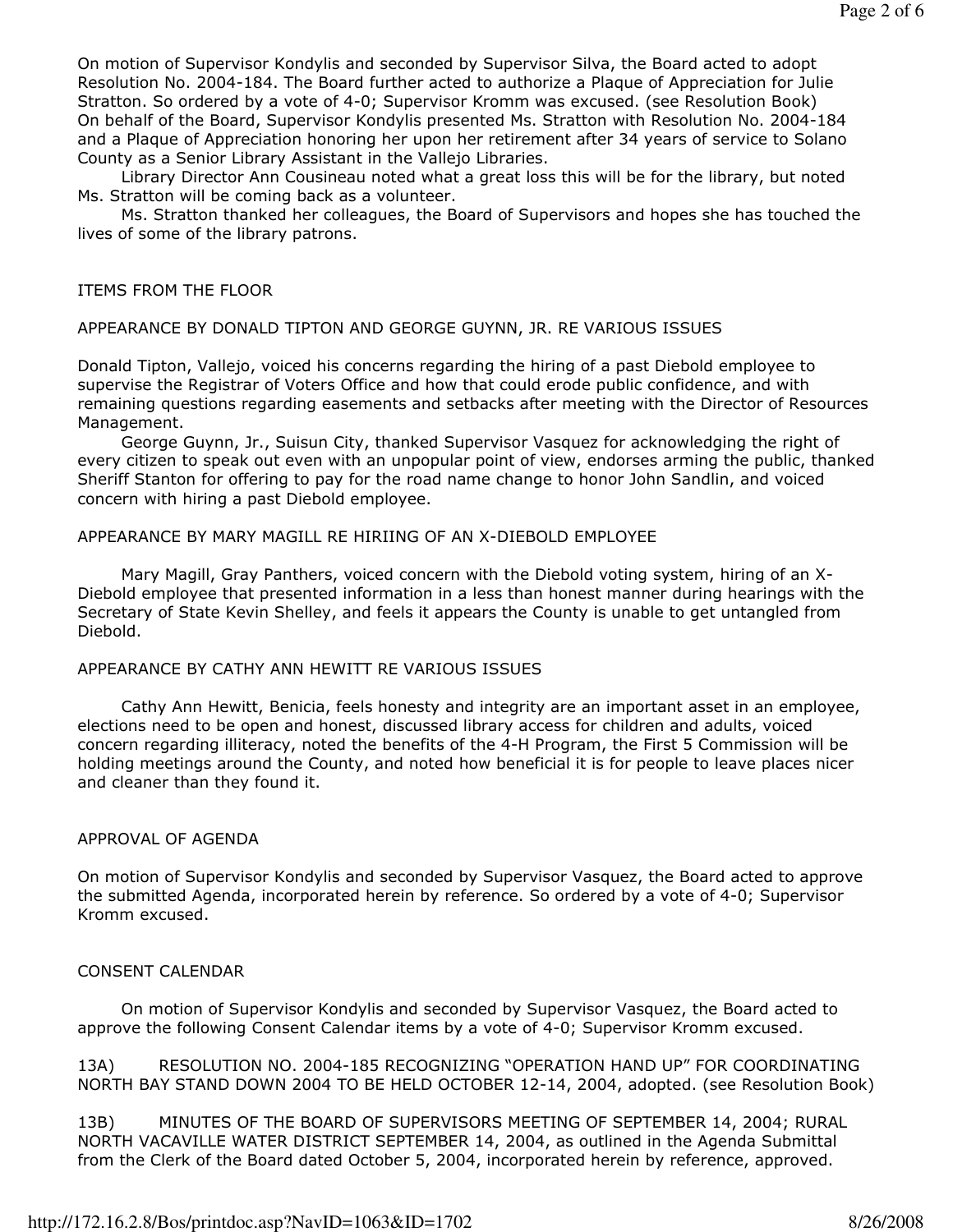On motion of Supervisor Kondylis and seconded by Supervisor Silva, the Board acted to adopt Resolution No. 2004-184. The Board further acted to authorize a Plaque of Appreciation for Julie Stratton. So ordered by a vote of 4-0; Supervisor Kromm was excused. (see Resolution Book) On behalf of the Board, Supervisor Kondylis presented Ms. Stratton with Resolution No. 2004-184 and a Plaque of Appreciation honoring her upon her retirement after 34 years of service to Solano County as a Senior Library Assistant in the Vallejo Libraries.

Library Director Ann Cousineau noted what a great loss this will be for the library, but noted Ms. Stratton will be coming back as a volunteer.

Ms. Stratton thanked her colleagues, the Board of Supervisors and hopes she has touched the lives of some of the library patrons.

ITEMS FROM THE FLOOR

APPEARANCE BY DONALD TIPTON AND GEORGE GUYNN, JR. RE VARIOUS ISSUES

Donald Tipton, Vallejo, voiced his concerns regarding the hiring of a past Diebold employee to supervise the Registrar of Voters Office and how that could erode public confidence, and with remaining questions regarding easements and setbacks after meeting with the Director of Resources Management.

George Guynn, Jr., Suisun City, thanked Supervisor Vasquez for acknowledging the right of every citizen to speak out even with an unpopular point of view, endorses arming the public, thanked Sheriff Stanton for offering to pay for the road name change to honor John Sandlin, and voiced concern with hiring a past Diebold employee.

APPEARANCE BY MARY MAGILL RE HIRIING OF AN X-DIEBOLD EMPLOYEE

Mary Magill, Gray Panthers, voiced concern with the Diebold voting system, hiring of an X-Diebold employee that presented information in a less than honest manner during hearings with the Secretary of State Kevin Shelley, and feels it appears the County is unable to get untangled from Diebold.

APPEARANCE BY CATHY ANN HEWITT RE VARIOUS ISSUES

Cathy Ann Hewitt, Benicia, feels honesty and integrity are an important asset in an employee, elections need to be open and honest, discussed library access for children and adults, voiced concern regarding illiteracy, noted the benefits of the 4-H Program, the First 5 Commission will be holding meetings around the County, and noted how beneficial it is for people to leave places nicer and cleaner than they found it.

APPROVAL OF AGENDA

On motion of Supervisor Kondylis and seconded by Supervisor Vasquez, the Board acted to approve the submitted Agenda, incorporated herein by reference. So ordered by a vote of 4-0; Supervisor Kromm excused.

CONSENT CALENDAR

On motion of Supervisor Kondylis and seconded by Supervisor Vasquez, the Board acted to approve the following Consent Calendar items by a vote of 4-0; Supervisor Kromm excused.

13A) RESOLUTION NO. 2004-185 RECOGNIZING "OPERATION HAND UP" FOR COORDINATING NORTH BAY STAND DOWN 2004 TO BE HELD OCTOBER 12-14, 2004, adopted. (see Resolution Book)

13B) MINUTES OF THE BOARD OF SUPERVISORS MEETING OF SEPTEMBER 14, 2004; RURAL NORTH VACAVILLE WATER DISTRICT SEPTEMBER 14, 2004, as outlined in the Agenda Submittal from the Clerk of the Board dated October 5, 2004, incorporated herein by reference, approved.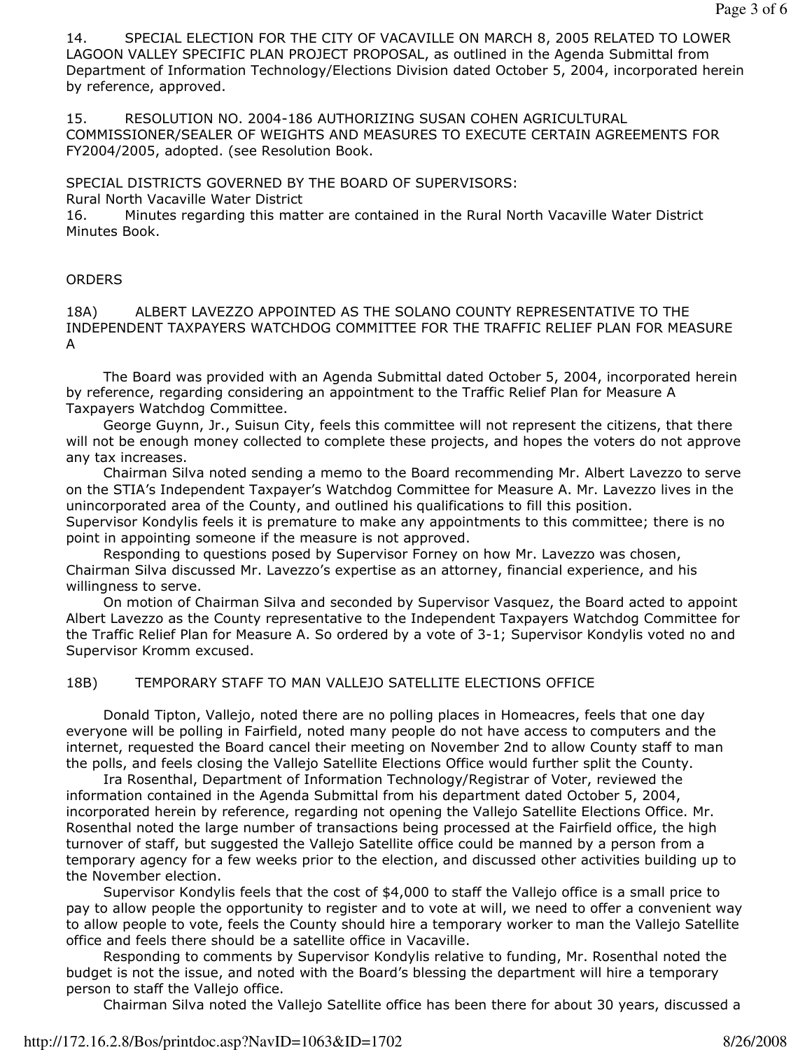14. SPECIAL ELECTION FOR THE CITY OF VACAVILLE ON MARCH 8, 2005 RELATED TO LOWER LAGOON VALLEY SPECIFIC PLAN PROJECT PROPOSAL, as outlined in the Agenda Submittal from Department of Information Technology/Elections Division dated October 5, 2004, incorporated herein by reference, approved.

15. RESOLUTION NO. 2004-186 AUTHORIZING SUSAN COHEN AGRICULTURAL COMMISSIONER/SEALER OF WEIGHTS AND MEASURES TO EXECUTE CERTAIN AGREEMENTS FOR FY2004/2005, adopted. (see Resolution Book.

SPECIAL DISTRICTS GOVERNED BY THE BOARD OF SUPERVISORS:
Rural North Vacaville Water District
16. Minutes regarding this matter are contained in the Rural North Vacaville Water District Minutes Book.

ORDERS

18A) ALBERT LAVEZZO APPOINTED AS THE SOLANO COUNTY REPRESENTATIVE TO THE INDEPENDENT TAXPAYERS WATCHDOG COMMITTEE FOR THE TRAFFIC RELIEF PLAN FOR MEASURE A

The Board was provided with an Agenda Submittal dated October 5, 2004, incorporated herein by reference, regarding considering an appointment to the Traffic Relief Plan for Measure A Taxpayers Watchdog Committee.

George Guynn, Jr., Suisun City, feels this committee will not represent the citizens, that there will not be enough money collected to complete these projects, and hopes the voters do not approve any tax increases.

Chairman Silva noted sending a memo to the Board recommending Mr. Albert Lavezzo to serve on the STIA's Independent Taxpayer's Watchdog Committee for Measure A. Mr. Lavezzo lives in the unincorporated area of the County, and outlined his qualifications to fill this position.
Supervisor Kondylis feels it is premature to make any appointments to this committee; there is no point in appointing someone if the measure is not approved.

Responding to questions posed by Supervisor Forney on how Mr. Lavezzo was chosen, Chairman Silva discussed Mr. Lavezzo's expertise as an attorney, financial experience, and his willingness to serve.

On motion of Chairman Silva and seconded by Supervisor Vasquez, the Board acted to appoint Albert Lavezzo as the County representative to the Independent Taxpayers Watchdog Committee for the Traffic Relief Plan for Measure A. So ordered by a vote of 3-1; Supervisor Kondylis voted no and Supervisor Kromm excused.

18B) TEMPORARY STAFF TO MAN VALLEJO SATELLITE ELECTIONS OFFICE

Donald Tipton, Vallejo, noted there are no polling places in Homeacres, feels that one day everyone will be polling in Fairfield, noted many people do not have access to computers and the internet, requested the Board cancel their meeting on November 2nd to allow County staff to man the polls, and feels closing the Vallejo Satellite Elections Office would further split the County.

Ira Rosenthal, Department of Information Technology/Registrar of Voter, reviewed the information contained in the Agenda Submittal from his department dated October 5, 2004, incorporated herein by reference, regarding not opening the Vallejo Satellite Elections office. Mr. Rosenthal noted the large number of transactions being processed at the Fairfield office, the high turnover of staff, but suggested the Vallejo Satellite office could be manned by a person from a temporary agency for a few weeks prior to the election, and discussed other activities building up to the November election.

Supervisor Kondylis feels that the cost of $4,000 to staff the Vallejo office is a small price to pay to allow people the opportunity to register and to vote at will, we need to offer a convenient way to allow people to vote, feels the County should hire a temporary worker to man the Vallejo Satellite office and feels there should be a satellite office in Vacaville.

Responding to comments by Supervisor Kondylis relative to funding, Mr. Rosenthal noted the budget is not the issue, and noted with the Board's blessing the department will hire a temporary person to staff the Vallejo office.

Chairman Silva noted the Vallejo Satellite office has been there for about 30 years, discussed a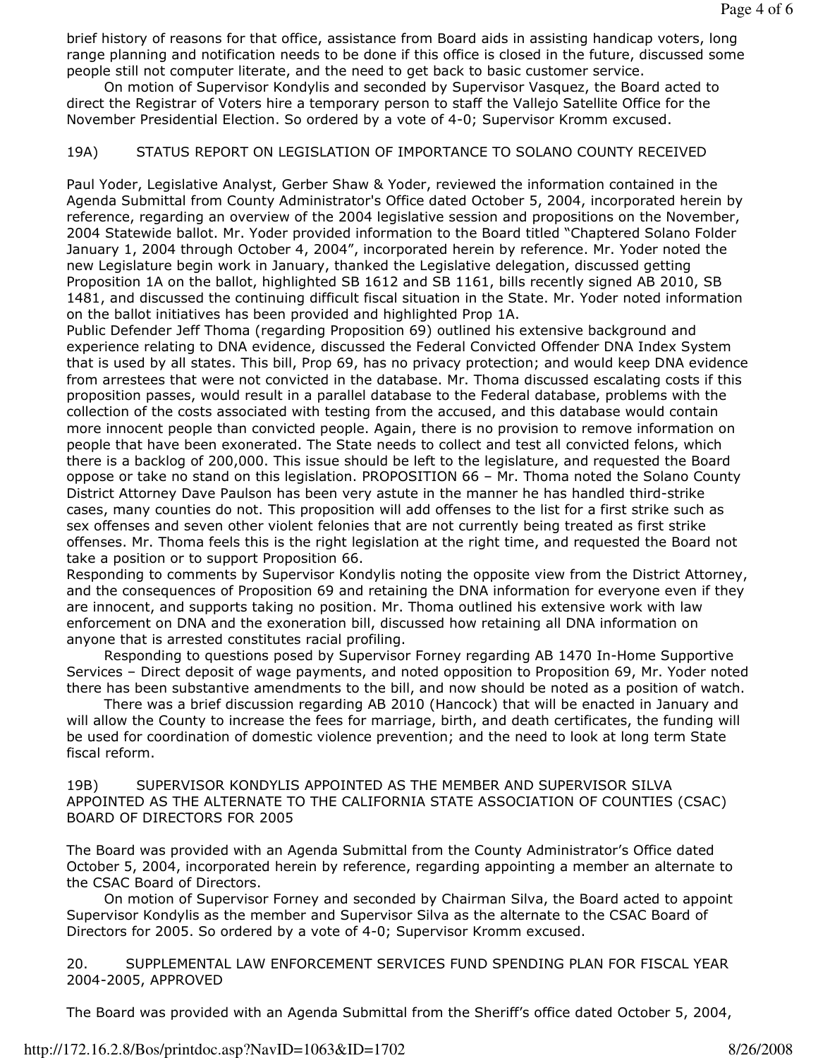brief history of reasons for that office, assistance from Board aids in assisting handicap voters, long range planning and notification needs to be done if this office is closed in the future, discussed some people still not computer literate, and the need to get back to basic customer service.

On motion of Supervisor Kondylis and seconded by Supervisor Vasquez, the Board acted to direct the Registrar of Voters hire a temporary person to staff the Vallejo Satellite Office for the November Presidential Election. So ordered by a vote of 4-0; Supervisor Kromm excused.

19A) STATUS REPORT ON LEGISLATION OF IMPORTANCE TO SOLANO COUNTY RECEIVED

Paul Yoder, Legislative Analyst, Gerber Shaw & Yoder, reviewed the information contained in the Agenda Submittal from County Administrator's Office dated October 5, 2004, incorporated herein by reference, regarding an overview of the 2004 legislative session and propositions on the November, 2004 Statewide ballot. Mr. Yoder provided information to the Board titled "Chaptered Solano Folder January 1, 2004 through October 4, 2004", incorporated herein by reference. Mr. Yoder noted the new Legislature begin work in January, thanked the Legislative delegation, discussed getting Proposition 1A on the ballot, highlighted SB 1612 and SB 1161, bills recently signed AB 2010, SB 1481, and discussed the continuing difficult fiscal situation in the State. Mr. Yoder noted information on the ballot initiatives has been provided and highlighted Prop 1A.

Public Defender Jeff Thoma (regarding Proposition 69) outlined his extensive background and experience relating to DNA evidence, discussed the Federal Convicted Offender DNA Index System that is used by all states. This bill, Prop 69, has no privacy protection; and would keep DNA evidence from arrestees that were not convicted in the database. Mr. Thoma discussed escalating costs if this proposition passes, would result in a parallel database to the Federal database, problems with the collection of the costs associated with testing from the accused, and this database would contain more innocent people than convicted people. Again, there is no provision to remove information on people that have been exonerated. The State needs to collect and test all convicted felons, which there is a backlog of 200,000. This issue should be left to the legislature, and requested the Board oppose or take no stand on this legislation. PROPOSITION 66 – Mr. Thoma noted the Solano County District Attorney Dave Paulson has been very astute in the manner he has handled third-strike cases, many counties do not. This proposition will add offenses to the list for a first strike such as sex offenses and seven other violent felonies that are not currently being treated as first strike offenses. Mr. Thoma feels this is the right legislation at the right time, and requested the Board not take a position or to support Proposition 66.

Responding to comments by Supervisor Kondylis noting the opposite view from the District Attorney, and the consequences of Proposition 69 and retaining the DNA information for everyone even if they are innocent, and supports taking no position. Mr. Thoma outlined his extensive work with law enforcement on DNA and the exoneration bill, discussed how retaining all DNA information on anyone that is arrested constitutes racial profiling.

Responding to questions posed by Supervisor Forney regarding AB 1470 In-Home Supportive Services – Direct deposit of wage payments, and noted opposition to Proposition 69, Mr. Yoder noted there has been substantive amendments to the bill, and now should be noted as a position of watch.

There was a brief discussion regarding AB 2010 (Hancock) that will be enacted in January and will allow the County to increase the fees for marriage, birth, and death certificates, the funding will be used for coordination of domestic violence prevention; and the need to look at long term State fiscal reform.

19B) SUPERVISOR KONDYLIS APPOINTED AS THE MEMBER AND SUPERVISOR SILVA APPOINTED AS THE ALTERNATE TO THE CALIFORNIA STATE ASSOCIATION OF COUNTIES (CSAC) BOARD OF DIRECTORS FOR 2005

The Board was provided with an Agenda Submittal from the County Administrator's Office dated October 5, 2004, incorporated herein by reference, regarding appointing a member an alternate to the CSAC Board of Directors.

On motion of Supervisor Forney and seconded by Chairman Silva, the Board acted to appoint Supervisor Kondylis as the member and Supervisor Silva as the alternate to the CSAC Board of Directors for 2005. So ordered by a vote of 4-0; Supervisor Kromm excused.

20. SUPPLEMENTAL LAW ENFORCEMENT SERVICES FUND SPENDING PLAN FOR FISCAL YEAR 2004-2005, APPROVED

The Board was provided with an Agenda Submittal from the Sheriff's office dated October 5, 2004,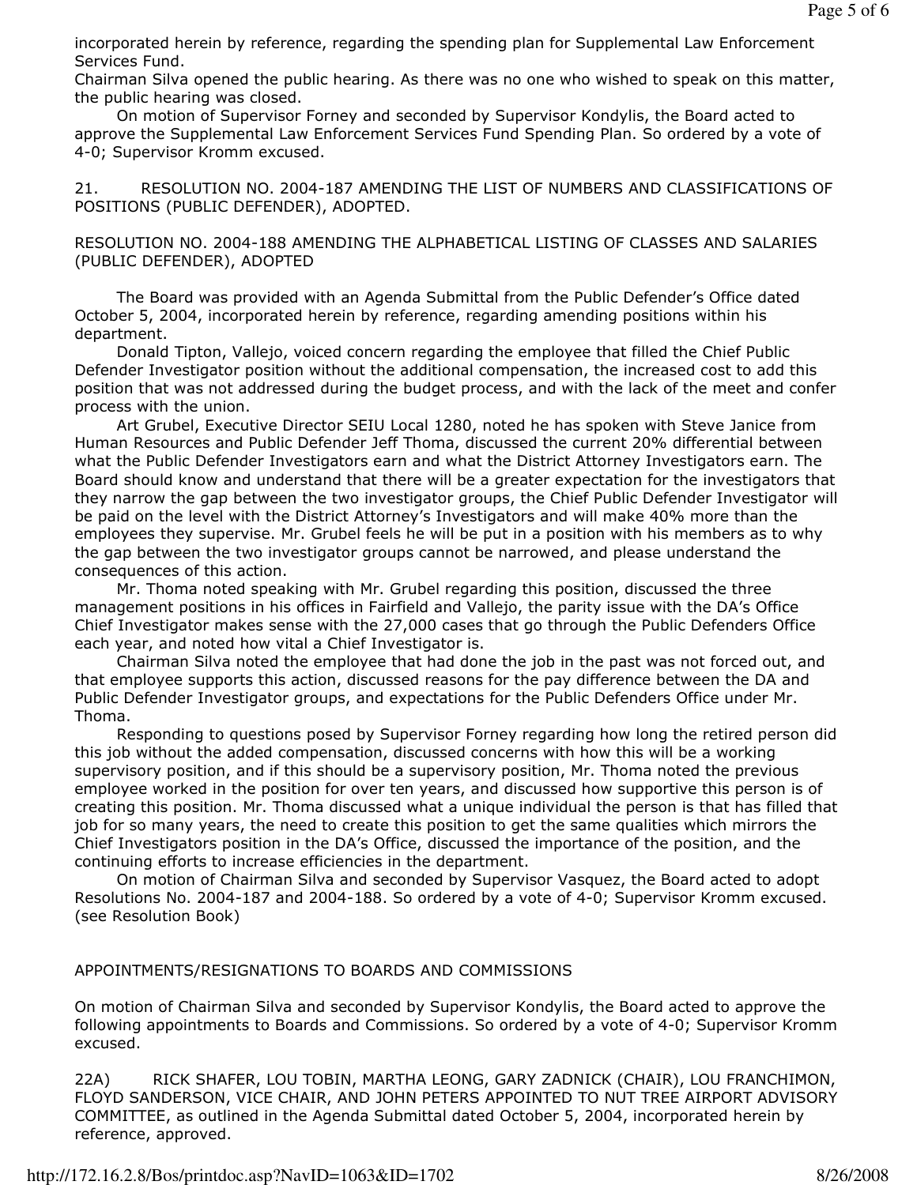incorporated herein by reference, regarding the spending plan for Supplemental Law Enforcement Services Fund.

Chairman Silva opened the public hearing. As there was no one who wished to speak on this matter, the public hearing was closed.

On motion of Supervisor Forney and seconded by Supervisor Kondylis, the Board acted to approve the Supplemental Law Enforcement Services Fund Spending Plan. So ordered by a vote of 4-0; Supervisor Kromm excused.

21. RESOLUTION NO. 2004-187 AMENDING THE LIST OF NUMBERS AND CLASSIFICATIONS OF POSITIONS (PUBLIC DEFENDER), ADOPTED.

RESOLUTION NO. 2004-188 AMENDING THE ALPHABETICAL LISTING OF CLASSES AND SALARIES (PUBLIC DEFENDER), ADOPTED

The Board was provided with an Agenda Submittal from the Public Defender's Office dated October 5, 2004, incorporated herein by reference, regarding amending positions within his department.

Donald Tipton, Vallejo, voiced concern regarding the employee that filled the Chief Public Defender Investigator position without the additional compensation, the increased cost to add this position that was not addressed during the budget process, and with the lack of the meet and confer process with the union.

Art Grubel, Executive Director SEIU Local 1280, noted he has spoken with Steve Janice from Human Resources and Public Defender Jeff Thoma, discussed the current 20% differential between what the Public Defender Investigators earn and what the District Attorney Investigators earn. The Board should know and understand that there will be a greater expectation for the investigators that they narrow the gap between the two investigator groups, the Chief Public Defender Investigator will be paid on the level with the District Attorney's Investigators and will make 40% more than the employees they supervise. Mr. Grubel feels he will be put in a position with his members as to why the gap between the two investigator groups cannot be narrowed, and please understand the consequences of this action.

Mr. Thoma noted speaking with Mr. Grubel regarding this position, discussed the three management positions in his offices in Fairfield and Vallejo, the parity issue with the DA's Office Chief Investigator makes sense with the 27,000 cases that go through the Public Defenders Office each year, and noted how vital a Chief Investigator is.

Chairman Silva noted the employee that had done the job in the past was not forced out, and that employee supports this action, discussed reasons for the pay difference between the DA and Public Defender Investigator groups, and expectations for the Public Defenders Office under Mr. Thoma.

Responding to questions posed by Supervisor Forney regarding how long the retired person did this job without the added compensation, discussed concerns with how this will be a working supervisory position, and if this should be a supervisory position, Mr. Thoma noted the previous employee worked in the position for over ten years, and discussed how supportive this person is of creating this position. Mr. Thoma discussed what a unique individual the person is that has filled that job for so many years, the need to create this position to get the same qualities which mirrors the Chief Investigators position in the DA's Office, discussed the importance of the position, and the continuing efforts to increase efficiencies in the department.

On motion of Chairman Silva and seconded by Supervisor Vasquez, the Board acted to adopt Resolutions No. 2004-187 and 2004-188. So ordered by a vote of 4-0; Supervisor Kromm excused. (see Resolution Book)

APPOINTMENTS/RESIGNATIONS TO BOARDS AND COMMISSIONS

On motion of Chairman Silva and seconded by Supervisor Kondylis, the Board acted to approve the following appointments to Boards and Commissions. So ordered by a vote of 4-0; Supervisor Kromm excused.

22A) RICK SHAFER, LOU TOBIN, MARTHA LEONG, GARY ZADNICK (CHAIR), LOU FRANCHIMON, FLOYD SANDERSON, VICE CHAIR, AND JOHN PETERS APPOINTED TO NUT TREE AIRPORT ADVISORY COMMITTEE, as outlined in the Agenda Submittal dated October 5, 2004, incorporated herein by reference, approved.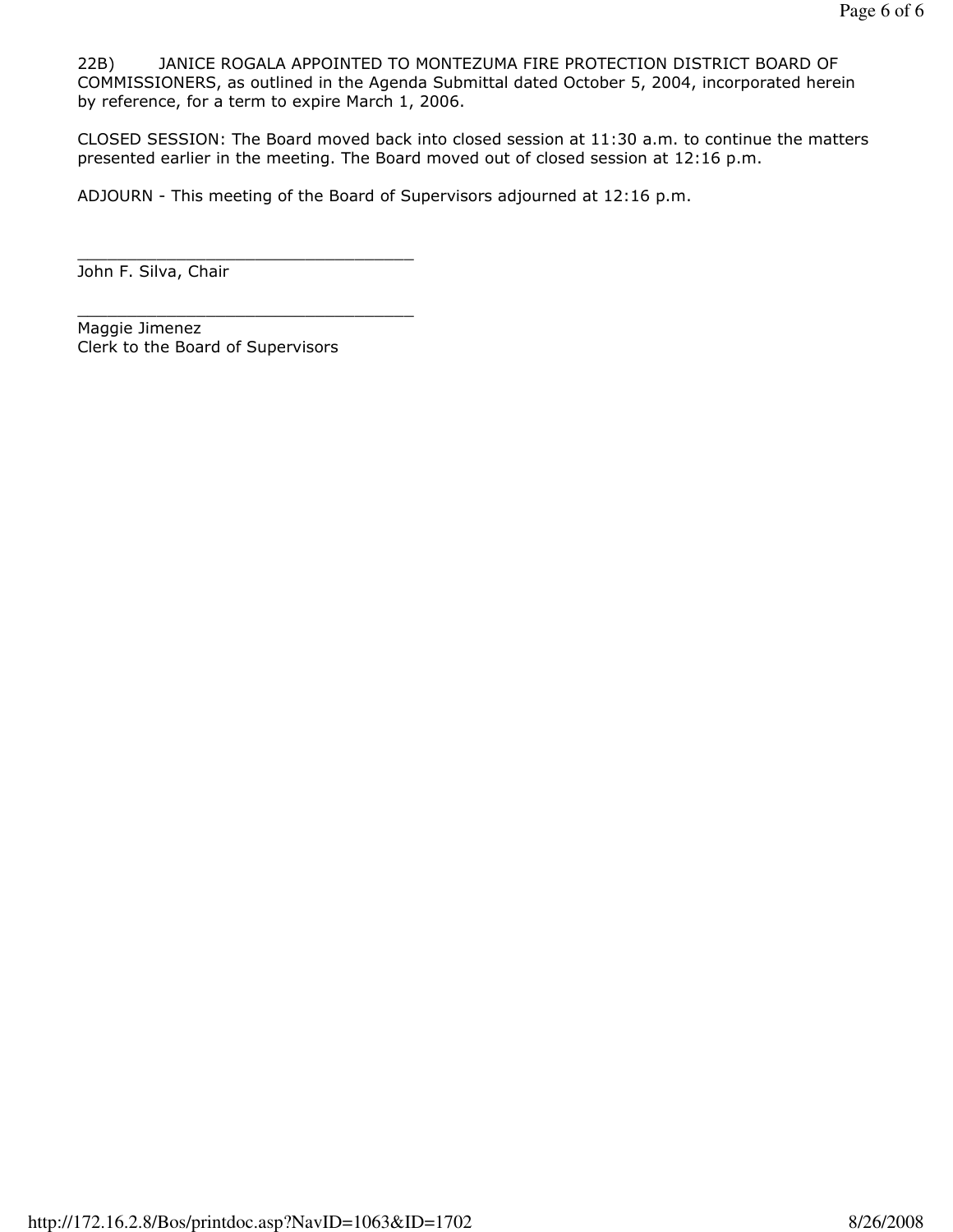22B) JANICE ROGALA APPOINTED TO MONTEZUMA FIRE PROTECTION DISTRICT BOARD OF COMMISSIONERS, as outlined in the Agenda Submittal dated October 5, 2004, incorporated herein by reference, for a term to expire March 1, 2006.

CLOSED SESSION: The Board moved back into closed session at 11:30 a.m. to continue the matters presented earlier in the meeting. The Board moved out of closed session at 12:16 p.m.

ADJOURN - This meeting of the Board of Supervisors adjourned at 12:16 p.m.

___________________________________
John F. Silva, Chair

___________________________________
Maggie Jimenez
Clerk to the Board of Supervisors